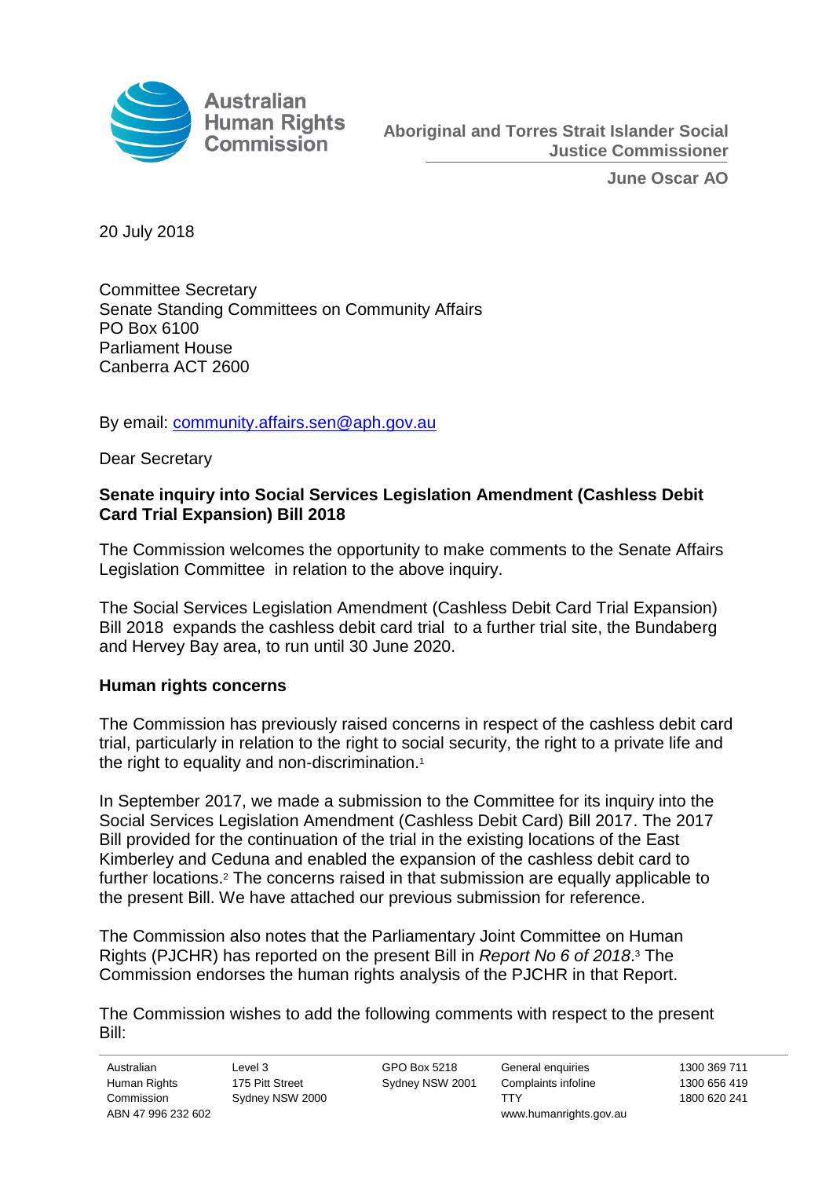Australian Human Rights Commission

**Aboriginal and Torres Strait Islander Social Justice Commissioner**

**June Oscar AO**

20 July 2018

Committee Secretary
Senate Standing Committees on Community Affairs
PO Box 6100
Parliament House
Canberra ACT 2600

By email: community.affairs.sen@aph.gov.au

Dear Secretary

**Senate inquiry into Social Services Legislation Amendment (Cashless Debit Card Trial Expansion) Bill 2018**

The Commission welcomes the opportunity to make comments to the Senate Affairs Legislation Committee in relation to the above inquiry.

The Social Services Legislation Amendment (Cashless Debit Card Trial Expansion) Bill 2018 expands the cashless debit card trial to a further trial site, the Bundaberg and Hervey Bay area, to run until 30 June 2020.

**Human rights concerns**

The Commission has previously raised concerns in respect of the cashless debit card trial, particularly in relation to the right to social security, the right to a private life and the right to equality and non-discrimination.[1]

In September 2017, we made a submission to the Committee for its inquiry into the Social Services Legislation Amendment (Cashless Debit Card) Bill 2017. The 2017 Bill provided for the continuation of the trial in the existing locations of the East Kimberley and Ceduna and enabled the expansion of the cashless debit card to further locations.[2] The concerns raised in that submission are equally applicable to the present Bill. We have attached our previous submission for reference.

The Commission also notes that the Parliamentary Joint Committee on Human Rights (PJCHR) has reported on the present Bill in *Report No 6 of 2018*.[3] The Commission endorses the human rights analysis of the PJCHR in that Report.

The Commission wishes to add the following comments with respect to the present Bill:

Australian Human Rights Commission
ABN 47 996 232 602
Level 3
175 Pitt Street
Sydney NSW 2000
GPO Box 5218
Sydney NSW 2001
General enquiries 1300 369 711
Complaints infoline 1300 656 419
TTY 1800 620 241
www.humanrights.gov.au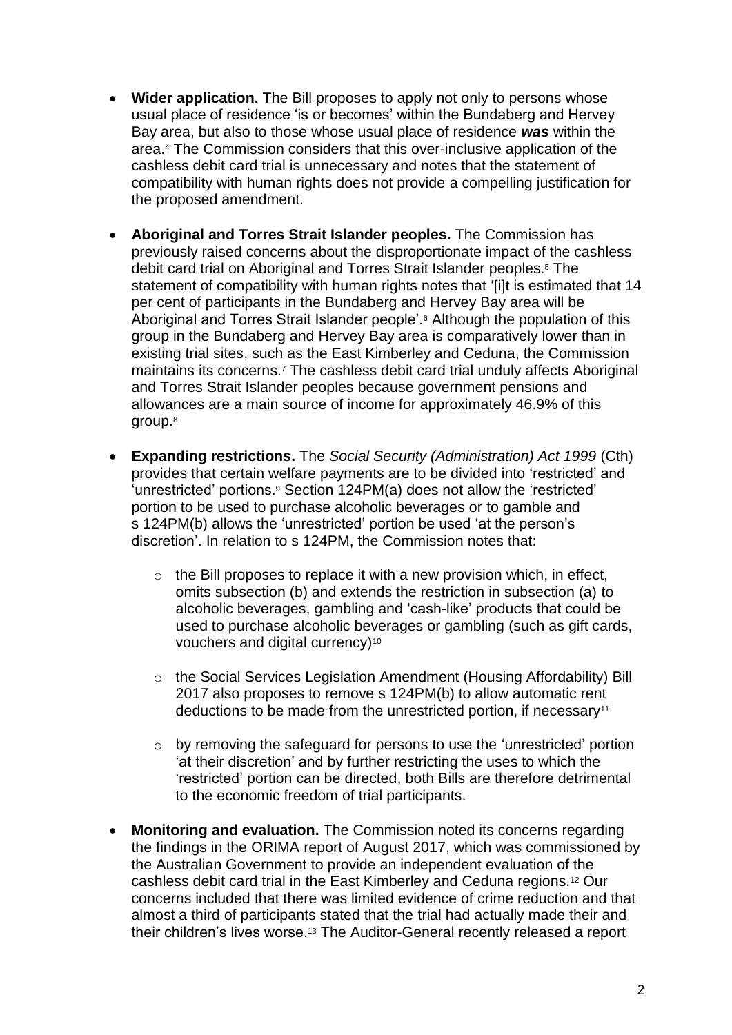- **Wider application.** The Bill proposes to apply not only to persons whose usual place of residence 'is or becomes' within the Bundaberg and Hervey Bay area, but also to those whose usual place of residence ***was*** within the area.[4] The Commission considers that this over-inclusive application of the cashless debit card trial is unnecessary and notes that the statement of compatibility with human rights does not provide a compelling justification for the proposed amendment.

- **Aboriginal and Torres Strait Islander peoples.** The Commission has previously raised concerns about the disproportionate impact of the cashless debit card trial on Aboriginal and Torres Strait Islander peoples.[5] The statement of compatibility with human rights notes that '[i]t is estimated that 14 per cent of participants in the Bundaberg and Hervey Bay area will be Aboriginal and Torres Strait Islander people'.[6] Although the population of this group in the Bundaberg and Hervey Bay area is comparatively lower than in existing trial sites, such as the East Kimberley and Ceduna, the Commission maintains its concerns.[7] The cashless debit card trial unduly affects Aboriginal and Torres Strait Islander peoples because government pensions and allowances are a main source of income for approximately 46.9% of this group.[8]

- **Expanding restrictions.** The *Social Security (Administration) Act 1999* (Cth) provides that certain welfare payments are to be divided into 'restricted' and 'unrestricted' portions.[9] Section 124PM(a) does not allow the 'restricted' portion to be used to purchase alcoholic beverages or to gamble and s 124PM(b) allows the 'unrestricted' portion be used 'at the person's discretion'. In relation to s 124PM, the Commission notes that:

    - the Bill proposes to replace it with a new provision which, in effect, omits subsection (b) and extends the restriction in subsection (a) to alcoholic beverages, gambling and 'cash-like' products that could be used to purchase alcoholic beverages or gambling (such as gift cards, vouchers and digital currency)[10]

    - the Social Services Legislation Amendment (Housing Affordability) Bill 2017 also proposes to remove s 124PM(b) to allow automatic rent deductions to be made from the unrestricted portion, if necessary[11]

    - by removing the safeguard for persons to use the 'unrestricted' portion 'at their discretion' and by further restricting the uses to which the 'restricted' portion can be directed, both Bills are therefore detrimental to the economic freedom of trial participants.

- **Monitoring and evaluation.** The Commission noted its concerns regarding the findings in the ORIMA report of August 2017, which was commissioned by the Australian Government to provide an independent evaluation of the cashless debit card trial in the East Kimberley and Ceduna regions.[12] Our concerns included that there was limited evidence of crime reduction and that almost a third of participants stated that the trial had actually made their and their children's lives worse.[13] The Auditor-General recently released a report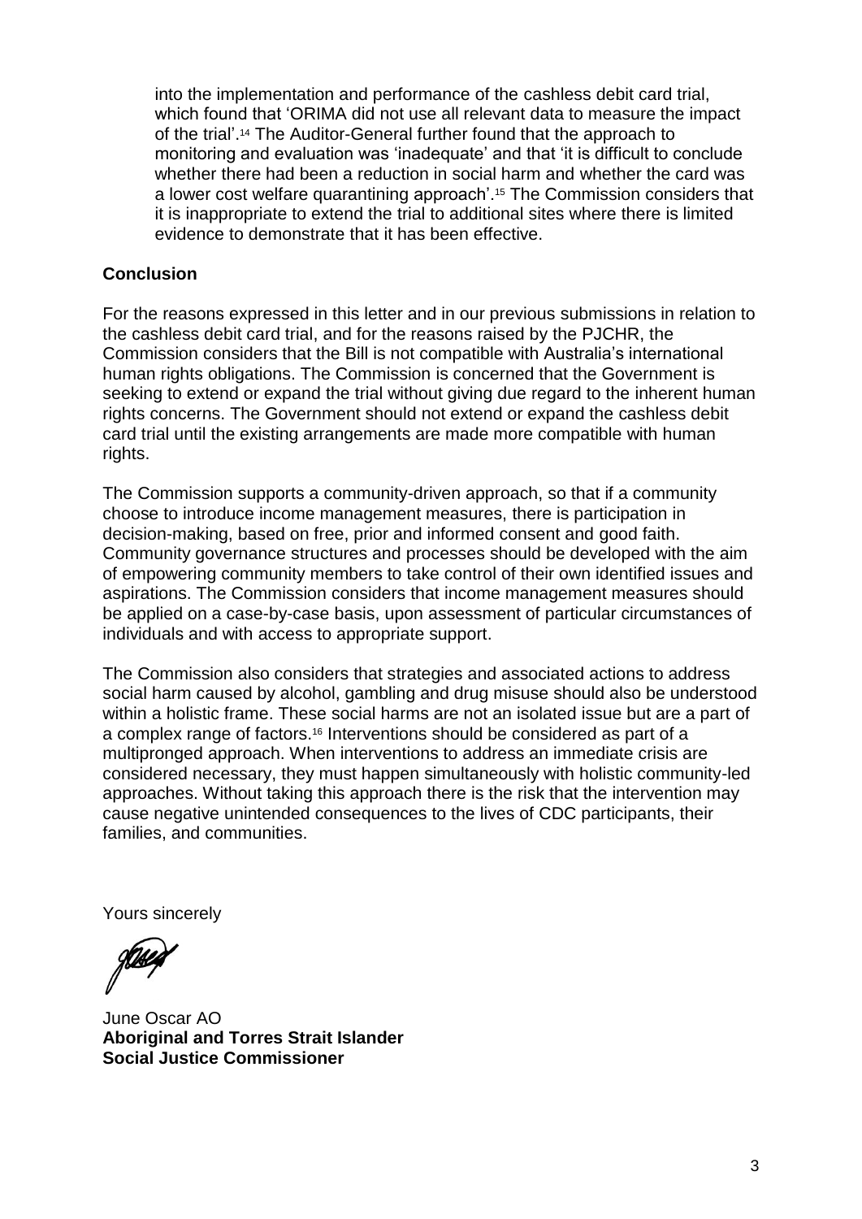into the implementation and performance of the cashless debit card trial, which found that 'ORIMA did not use all relevant data to measure the impact of the trial'.[14] The Auditor-General further found that the approach to monitoring and evaluation was 'inadequate' and that 'it is difficult to conclude whether there had been a reduction in social harm and whether the card was a lower cost welfare quarantining approach'.[15] The Commission considers that it is inappropriate to extend the trial to additional sites where there is limited evidence to demonstrate that it has been effective.

**Conclusion**

For the reasons expressed in this letter and in our previous submissions in relation to the cashless debit card trial, and for the reasons raised by the PJCHR, the Commission considers that the Bill is not compatible with Australia's international human rights obligations. The Commission is concerned that the Government is seeking to extend or expand the trial without giving due regard to the inherent human rights concerns. The Government should not extend or expand the cashless debit card trial until the existing arrangements are made more compatible with human rights.

The Commission supports a community-driven approach, so that if a community choose to introduce income management measures, there is participation in decision-making, based on free, prior and informed consent and good faith. Community governance structures and processes should be developed with the aim of empowering community members to take control of their own identified issues and aspirations. The Commission considers that income management measures should be applied on a case-by-case basis, upon assessment of particular circumstances of individuals and with access to appropriate support.

The Commission also considers that strategies and associated actions to address social harm caused by alcohol, gambling and drug misuse should also be understood within a holistic frame. These social harms are not an isolated issue but are a part of a complex range of factors.[16] Interventions should be considered as part of a multipronged approach. When interventions to address an immediate crisis are considered necessary, they must happen simultaneously with holistic community-led approaches. Without taking this approach there is the risk that the intervention may cause negative unintended consequences to the lives of CDC participants, their families, and communities.

Yours sincerely

June Oscar AO
**Aboriginal and Torres Strait Islander**
**Social Justice Commissioner**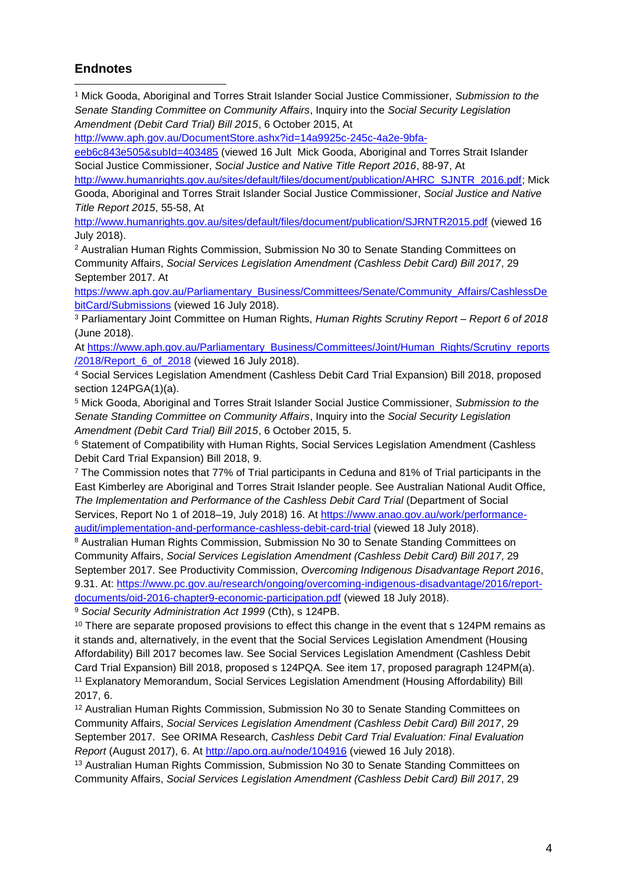## Endnotes

[1] Mick Gooda, Aboriginal and Torres Strait Islander Social Justice Commissioner, *Submission to the Senate Standing Committee on Community Affairs*, Inquiry into the *Social Security Legislation Amendment (Debit Card Trial) Bill 2015*, 6 October 2015, At http://www.aph.gov.au/DocumentStore.ashx?id=14a9925c-245c-4a2e-9bfa-eeb6c843e505&subId=403485 (viewed 16 Jult Mick Gooda, Aboriginal and Torres Strait Islander Social Justice Commissioner, *Social Justice and Native Title Report 2016*, 88-97, At http://www.humanrights.gov.au/sites/default/files/document/publication/AHRC_SJNTR_2016.pdf; Mick Gooda, Aboriginal and Torres Strait Islander Social Justice Commissioner, *Social Justice and Native Title Report 2015*, 55-58, At http://www.humanrights.gov.au/sites/default/files/document/publication/SJRNTR2015.pdf (viewed 16 July 2018).

[2] Australian Human Rights Commission, Submission No 30 to Senate Standing Committees on Community Affairs, *Social Services Legislation Amendment (Cashless Debit Card) Bill 2017*, 29 September 2017. At https://www.aph.gov.au/Parliamentary_Business/Committees/Senate/Community_Affairs/CashlessDebitCard/Submissions (viewed 16 July 2018).

[3] Parliamentary Joint Committee on Human Rights, *Human Rights Scrutiny Report – Report 6 of 2018* (June 2018). At https://www.aph.gov.au/Parliamentary_Business/Committees/Joint/Human_Rights/Scrutiny_reports/2018/Report_6_of_2018 (viewed 16 July 2018).

[4] Social Services Legislation Amendment (Cashless Debit Card Trial Expansion) Bill 2018, proposed section 124PGA(1)(a).

[5] Mick Gooda, Aboriginal and Torres Strait Islander Social Justice Commissioner, *Submission to the Senate Standing Committee on Community Affairs*, Inquiry into the *Social Security Legislation Amendment (Debit Card Trial) Bill 2015*, 6 October 2015, 5.

[6] Statement of Compatibility with Human Rights, Social Services Legislation Amendment (Cashless Debit Card Trial Expansion) Bill 2018, 9.

[7] The Commission notes that 77% of Trial participants in Ceduna and 81% of Trial participants in the East Kimberley are Aboriginal and Torres Strait Islander people. See Australian National Audit Office, *The Implementation and Performance of the Cashless Debit Card Trial* (Department of Social Services, Report No 1 of 2018–19, July 2018) 16. At https://www.anao.gov.au/work/performance-audit/implementation-and-performance-cashless-debit-card-trial (viewed 18 July 2018).

[8] Australian Human Rights Commission, Submission No 30 to Senate Standing Committees on Community Affairs, *Social Services Legislation Amendment (Cashless Debit Card) Bill 2017*, 29 September 2017. See Productivity Commission, *Overcoming Indigenous Disadvantage Report 2016*, 9.31. At: https://www.pc.gov.au/research/ongoing/overcoming-indigenous-disadvantage/2016/report-documents/oid-2016-chapter9-economic-participation.pdf (viewed 18 July 2018).

[9] *Social Security Administration Act 1999* (Cth), s 124PB.

[10] There are separate proposed provisions to effect this change in the event that s 124PM remains as it stands and, alternatively, in the event that the Social Services Legislation Amendment (Housing Affordability) Bill 2017 becomes law. See Social Services Legislation Amendment (Cashless Debit Card Trial Expansion) Bill 2018, proposed s 124PQA. See item 17, proposed paragraph 124PM(a).

[11] Explanatory Memorandum, Social Services Legislation Amendment (Housing Affordability) Bill 2017, 6.

[12] Australian Human Rights Commission, Submission No 30 to Senate Standing Committees on Community Affairs, *Social Services Legislation Amendment (Cashless Debit Card) Bill 2017*, 29 September 2017. See ORIMA Research, *Cashless Debit Card Trial Evaluation: Final Evaluation Report* (August 2017), 6. At http://apo.org.au/node/104916 (viewed 16 July 2018).

[13] Australian Human Rights Commission, Submission No 30 to Senate Standing Committees on Community Affairs, *Social Services Legislation Amendment (Cashless Debit Card) Bill 2017*, 29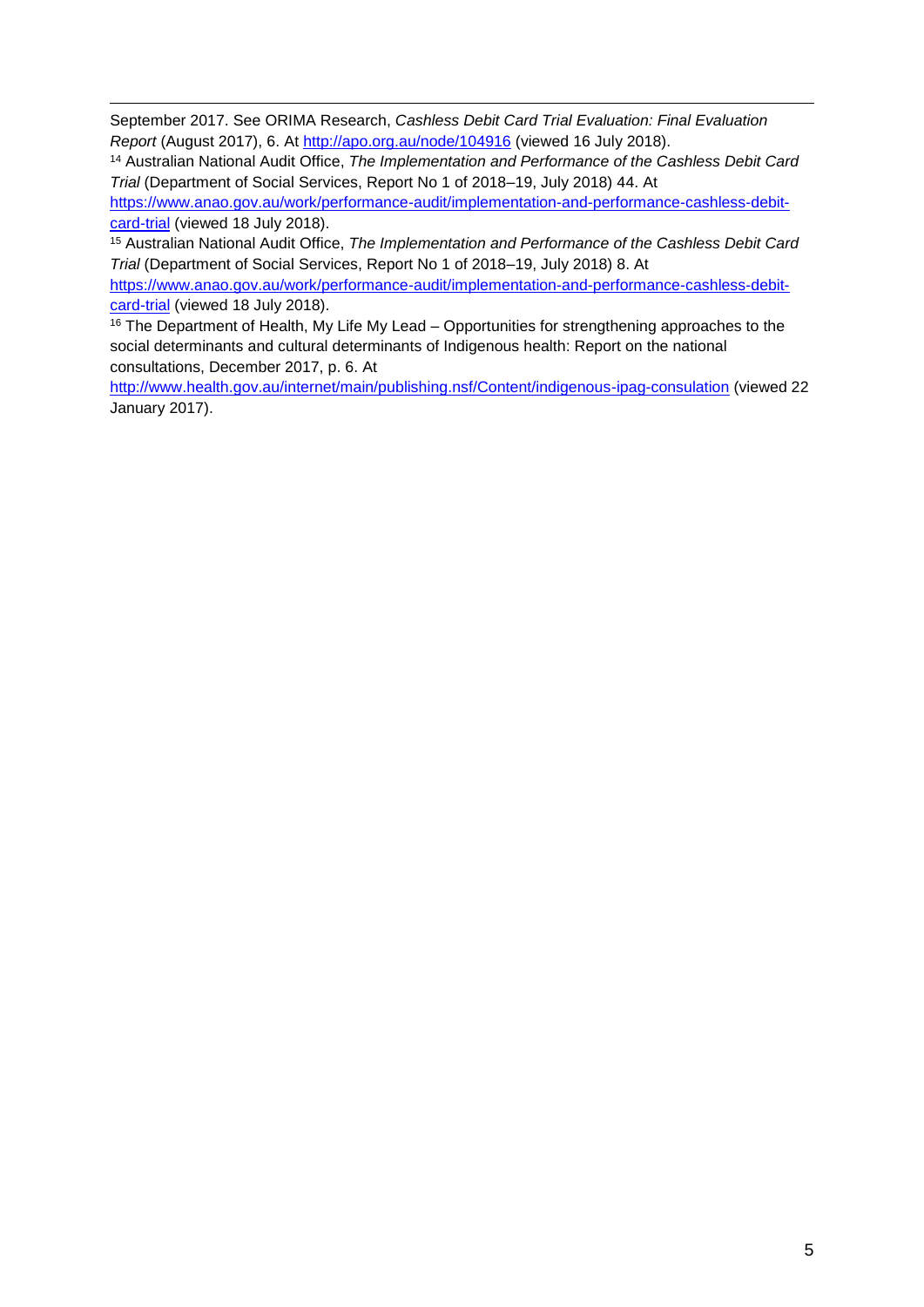September 2017. See ORIMA Research, *Cashless Debit Card Trial Evaluation: Final Evaluation Report* (August 2017), 6. At http://apo.org.au/node/104916 (viewed 16 July 2018).

[14] Australian National Audit Office, *The Implementation and Performance of the Cashless Debit Card Trial* (Department of Social Services, Report No 1 of 2018–19, July 2018) 44. At https://www.anao.gov.au/work/performance-audit/implementation-and-performance-cashless-debit-card-trial (viewed 18 July 2018).

[15] Australian National Audit Office, *The Implementation and Performance of the Cashless Debit Card Trial* (Department of Social Services, Report No 1 of 2018–19, July 2018) 8. At https://www.anao.gov.au/work/performance-audit/implementation-and-performance-cashless-debit-card-trial (viewed 18 July 2018).

[16] The Department of Health, My Life My Lead – Opportunities for strengthening approaches to the social determinants and cultural determinants of Indigenous health: Report on the national consultations, December 2017, p. 6. At http://www.health.gov.au/internet/main/publishing.nsf/Content/indigenous-ipag-consulation (viewed 22 January 2017).